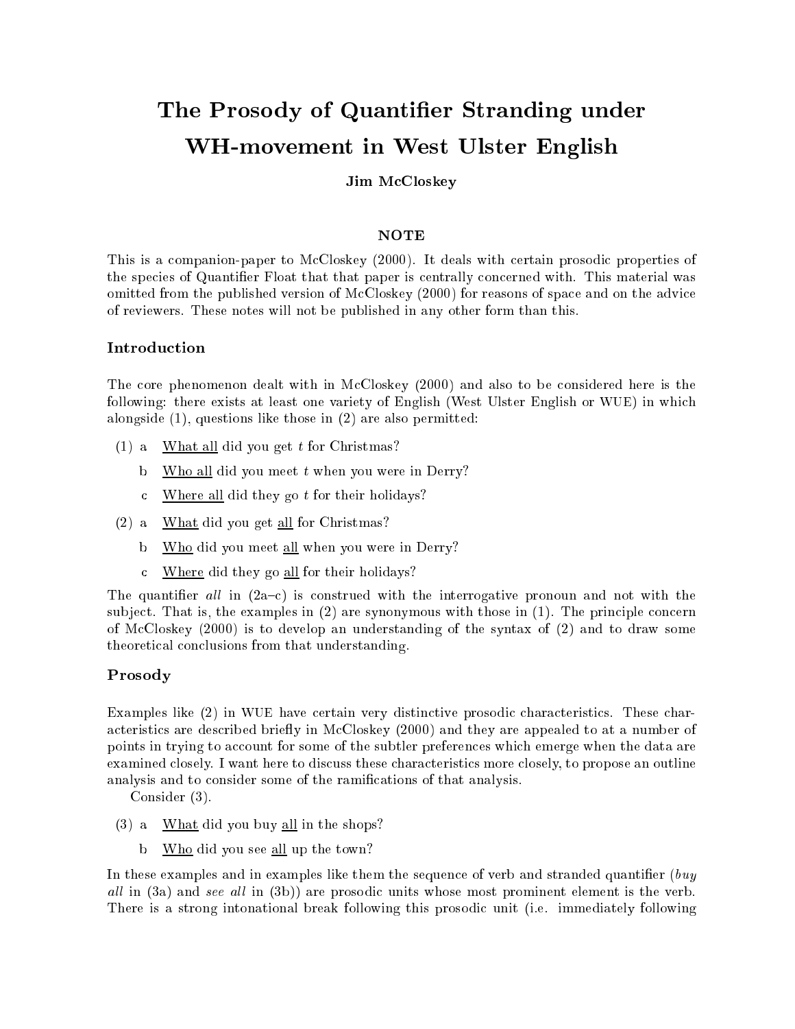# The Prosody of Quantifier Stranding under WH-movement in West Ulster English

**Jim McCloskey**

### NOTE

This is a companion-paper to McCloskey (2000). It deals with certain prosodic properties of the species of Quantifier Float that that paper is centrally concerned with. This material was omitted from the published version of McCloskey (2000) for reasons of space and on the advice of reviewers. These notes will not be published in any other form than this.

### Introduction

The core phenomenon dealt with in McCloskey (2000) and also to be considered here is the following: there exists at least one variety of English (West Ulster English or WUE) in which alongside (1), questions like those in (2) are also permitted:

(1) a  <u>What all</u> did you get *t* for Christmas?

    b  <u>Who all</u> did you meet *t* when you were in Derry?

    c  <u>Where all</u> did they go *t* for their holidays?

(2) a  <u>What</u> did you get <u>all</u> for Christmas?

    b  <u>Who</u> did you meet <u>all</u> when you were in Derry?

    c  <u>Where</u> did they go <u>all</u> for their holidays?

The quantifier *all* in (2a–c) is construed with the interrogative pronoun and not with the subject. That is, the examples in (2) are synonymous with those in (1). The principle concern of McCloskey (2000) is to develop an understanding of the syntax of (2) and to draw some theoretical conclusions from that understanding.

### Prosody

Examples like (2) in WUE have certain very distinctive prosodic characteristics. These characteristics are described briefly in McCloskey (2000) and they are appealed to at a number of points in trying to account for some of the subtler preferences which emerge when the data are examined closely. I want here to discuss these characteristics more closely, to propose an outline analysis and to consider some of the ramifications of that analysis.

Consider (3).

(3) a  <u>What</u> did you buy <u>all</u> in the shops?

    b  <u>Who</u> did you see <u>all</u> up the town?

In these examples and in examples like them the sequence of verb and stranded quantifier (*buy all* in (3a) and *see all* in (3b)) are prosodic units whose most prominent element is the verb. There is a strong intonational break following this prosodic unit (i.e. immediately following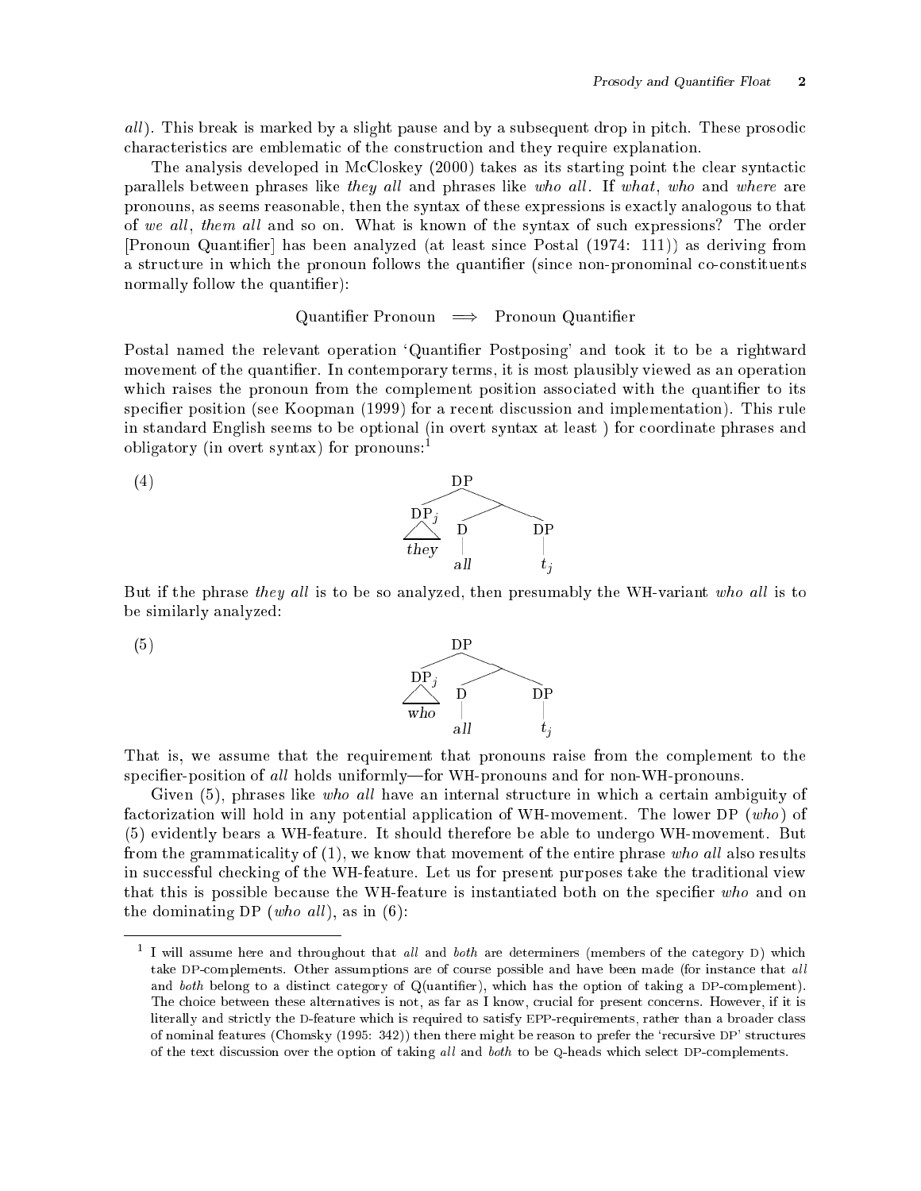*all*). This break is marked by a slight pause and by a subsequent drop in pitch. These prosodic characteristics are emblematic of the construction and they require explanation.

The analysis developed in McCloskey (2000) takes as its starting point the clear syntactic parallels between phrases like *they all* and phrases like *who all*. If *what*, *who* and *where* are pronouns, as seems reasonable, then the syntax of these expressions is exactly analogous to that of *we all*, *them all* and so on. What is known of the syntax of such expressions? The order [Pronoun Quantifier] has been analyzed (at least since Postal (1974: 111)) as deriving from a structure in which the pronoun follows the quantifier (since non-pronominal co-constituents normally follow the quantifier):

$$\text{Quantifier Pronoun} \implies \text{Pronoun Quantifier}$$

Postal named the relevant operation 'Quantifier Postposing' and took it to be a rightward movement of the quantifier. In contemporary terms, it is most plausibly viewed as an operation which raises the pronoun from the complement position associated with the quantifier to its specifier position (see Koopman (1999) for a recent discussion and implementation). This rule in standard English seems to be optional (in overt syntax at least ) for coordinate phrases and obligatory (in overt syntax) for pronouns:[1]

(4) [$_{DP}$ [$_{DP_j}$ *they*] [ [$_{D}$ *all*] [$_{DP}$ $t_j$] ] ]

But if the phrase *they all* is to be so analyzed, then presumably the WH-variant *who all* is to be similarly analyzed:

(5) [$_{DP}$ [$_{DP_j}$ *who*] [ [$_{D}$ *all*] [$_{DP}$ $t_j$] ] ]

That is, we assume that the requirement that pronouns raise from the complement to the specifier-position of *all* holds uniformly—for WH-pronouns and for non-WH-pronouns.

Given (5), phrases like *who all* have an internal structure in which a certain ambiguity of factorization will hold in any potential application of WH-movement. The lower DP (*who*) of (5) evidently bears a WH-feature. It should therefore be able to undergo WH-movement. But from the grammaticality of (1), we know that movement of the entire phrase *who all* also results in successful checking of the WH-feature. Let us for present purposes take the traditional view that this is possible because the WH-feature is instantiated both on the specifier *who* and on the dominating DP (*who all*), as in (6):

---

[1] I will assume here and throughout that *all* and *both* are determiners (members of the category D) which take DP-complements. Other assumptions are of course possible and have been made (for instance that *all* and *both* belong to a distinct category of Q(uantifier), which has the option of taking a DP-complement). The choice between these alternatives is not, as far as I know, crucial for present concerns. However, if it is literally and strictly the D-feature which is required to satisfy EPP-requirements, rather than a broader class of nominal features (Chomsky (1995: 342)) then there might be reason to prefer the 'recursive DP' structures of the text discussion over the option of taking *all* and *both* to be Q-heads which select DP-complements.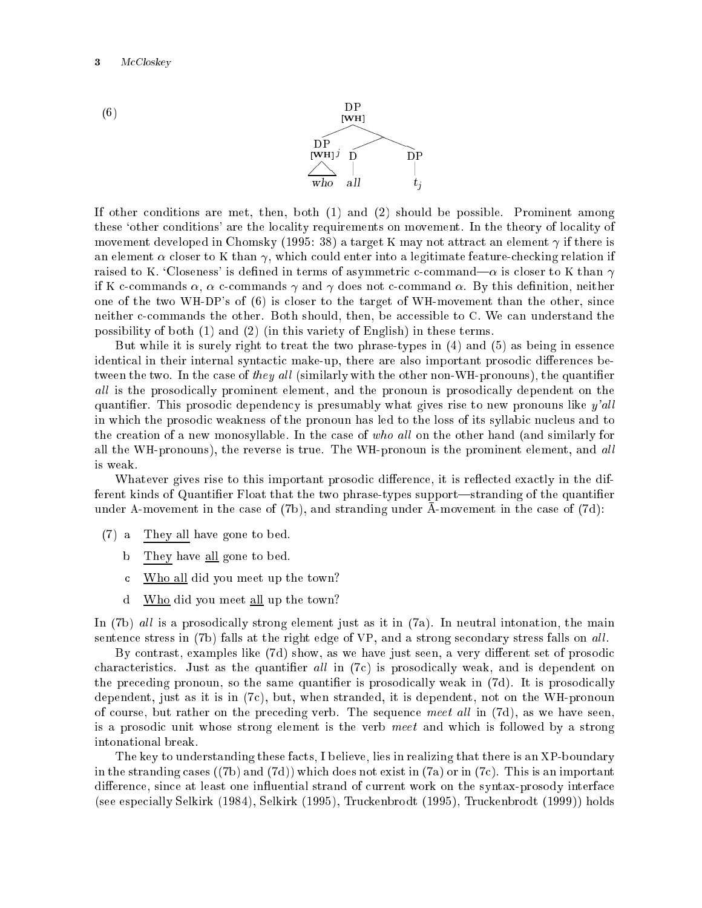(6)

```
              DP
             [WH]
          /       \
      DP             
    [WH]^j     D        DP
     /\        |        |
    who       all       t_j
```

If other conditions are met, then, both (1) and (2) should be possible. Prominent among these 'other conditions' are the locality requirements on movement. In the theory of locality of movement developed in Chomsky (1995: 38) a target K may not attract an element $\gamma$ if there is an element $\alpha$ closer to K than $\gamma$, which could enter into a legitimate feature-checking relation if raised to K. 'Closeness' is defined in terms of asymmetric c-command—$\alpha$ is closer to K than $\gamma$ if K c-commands $\alpha$, $\alpha$ c-commands $\gamma$ and $\gamma$ does not c-command $\alpha$. By this definition, neither one of the two WH-DP's of (6) is closer to the target of WH-movement than the other, since neither c-commands the other. Both should, then, be accessible to C. We can understand the possibility of both (1) and (2) (in this variety of English) in these terms.

But while it is surely right to treat the two phrase-types in (4) and (5) as being in essence identical in their internal syntactic make-up, there are also important prosodic differences between the two. In the case of *they all* (similarly with the other non-WH-pronouns), the quantifier *all* is the prosodically prominent element, and the pronoun is prosodically dependent on the quantifier. This prosodic dependency is presumably what gives rise to new pronouns like *y'all* in which the prosodic weakness of the pronoun has led to the loss of its syllabic nucleus and to the creation of a new monosyllable. In the case of *who all* on the other hand (and similarly for all the WH-pronouns), the reverse is true. The WH-pronoun is the prominent element, and *all* is weak.

Whatever gives rise to this important prosodic difference, it is reflected exactly in the different kinds of Quantifier Float that the two phrase-types support—stranding of the quantifier under A-movement in the case of (7b), and stranding under Ā-movement in the case of (7d):

(7) a They all have gone to bed.

  b They have all gone to bed.

  c Who all did you meet up the town?

  d Who did you meet all up the town?

In (7b) *all* is a prosodically strong element just as it in (7a). In neutral intonation, the main sentence stress in (7b) falls at the right edge of VP, and a strong secondary stress falls on *all*.

By contrast, examples like (7d) show, as we have just seen, a very different set of prosodic characteristics. Just as the quantifier *all* in (7c) is prosodically weak, and is dependent on the preceding pronoun, so the same quantifier is prosodically weak in (7d). It is prosodically dependent, just as it is in (7c), but, when stranded, it is dependent, not on the WH-pronoun of course, but rather on the preceding verb. The sequence *meet all* in (7d), as we have seen, is a prosodic unit whose strong element is the verb *meet* and which is followed by a strong intonational break.

The key to understanding these facts, I believe, lies in realizing that there is an XP-boundary in the stranding cases ((7b) and (7d)) which does not exist in (7a) or in (7c). This is an important difference, since at least one influential strand of current work on the syntax-prosody interface (see especially Selkirk (1984), Selkirk (1995), Truckenbrodt (1995), Truckenbrodt (1999)) holds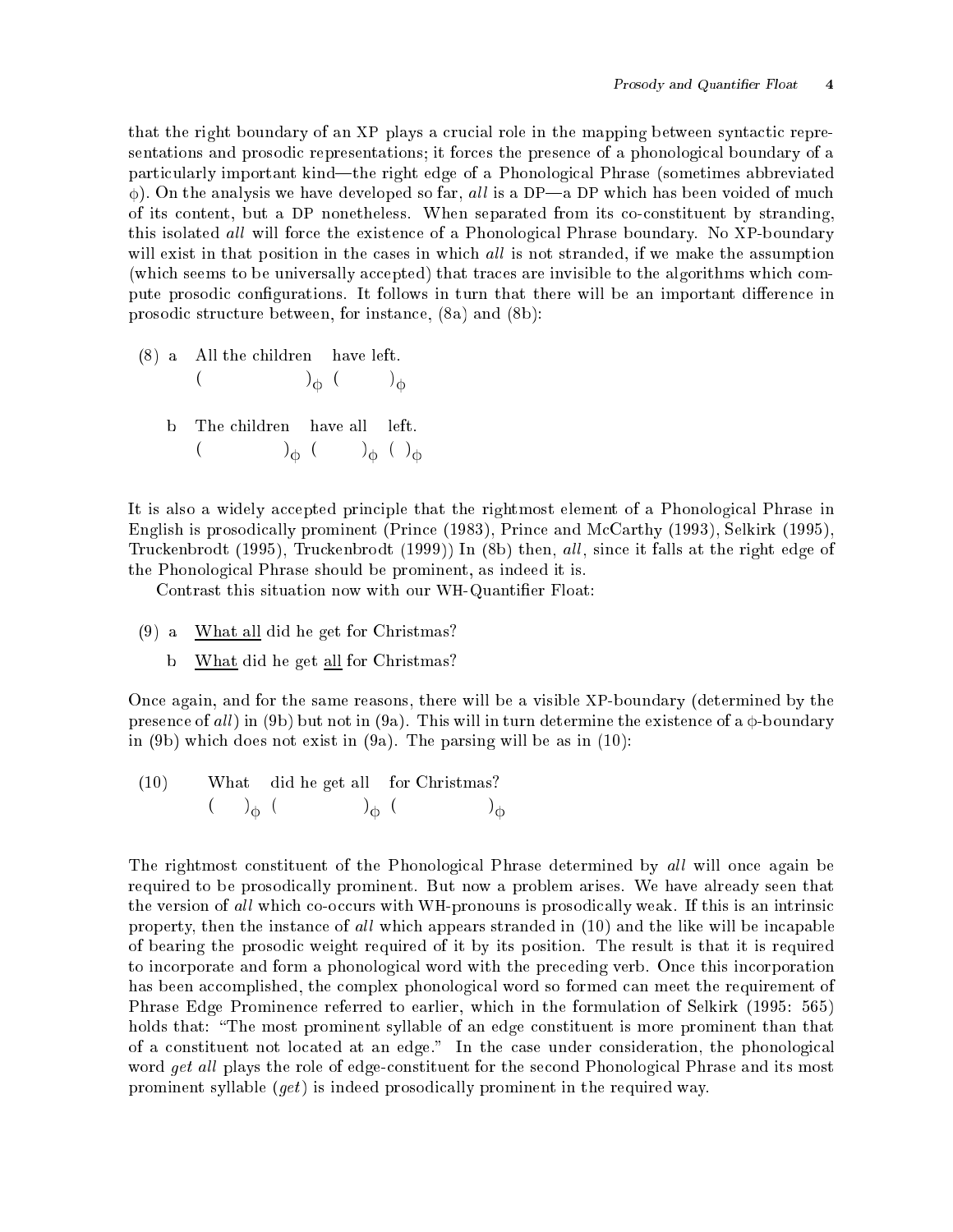that the right boundary of an XP plays a crucial role in the mapping between syntactic representations and prosodic representations; it forces the presence of a phonological boundary of a particularly important kind—the right edge of a Phonological Phrase (sometimes abbreviated $\phi$). On the analysis we have developed so far, *all* is a DP—a DP which has been voided of much of its content, but a DP nonetheless. When separated from its co-constituent by stranding, this isolated *all* will force the existence of a Phonological Phrase boundary. No XP-boundary will exist in that position in the cases in which *all* is not stranded, if we make the assumption (which seems to be universally accepted) that traces are invisible to the algorithms which compute prosodic configurations. It follows in turn that there will be an important difference in prosodic structure between, for instance, (8a) and (8b):

(8) a All the children have left.
( $)_\phi$ ( $)_\phi$

b The children have all left.
( $)_\phi$ ( $)_\phi$ ( $)_\phi$

It is also a widely accepted principle that the rightmost element of a Phonological Phrase in English is prosodically prominent (Prince (1983), Prince and McCarthy (1993), Selkirk (1995), Truckenbrodt (1995), Truckenbrodt (1999)) In (8b) then, *all*, since it falls at the right edge of the Phonological Phrase should be prominent, as indeed it is.

Contrast this situation now with our WH-Quantifier Float:

(9) a <u>What all</u> did he get for Christmas?

b <u>What</u> did he get <u>all</u> for Christmas?

Once again, and for the same reasons, there will be a visible XP-boundary (determined by the presence of *all*) in (9b) but not in (9a). This will in turn determine the existence of a $\phi$-boundary in (9b) which does not exist in (9a). The parsing will be as in (10):

(10) What did he get all for Christmas?
( $)_\phi$ ( $)_\phi$ ( $)_\phi$

The rightmost constituent of the Phonological Phrase determined by *all* will once again be required to be prosodically prominent. But now a problem arises. We have already seen that the version of *all* which co-occurs with WH-pronouns is prosodically weak. If this is an intrinsic property, then the instance of *all* which appears stranded in (10) and the like will be incapable of bearing the prosodic weight required of it by its position. The result is that it is required to incorporate and form a phonological word with the preceding verb. Once this incorporation has been accomplished, the complex phonological word so formed can meet the requirement of Phrase Edge Prominence referred to earlier, which in the formulation of Selkirk (1995: 565) holds that: "The most prominent syllable of an edge constituent is more prominent than that of a constituent not located at an edge." In the case under consideration, the phonological word *get all* plays the role of edge-constituent for the second Phonological Phrase and its most prominent syllable (*get*) is indeed prosodically prominent in the required way.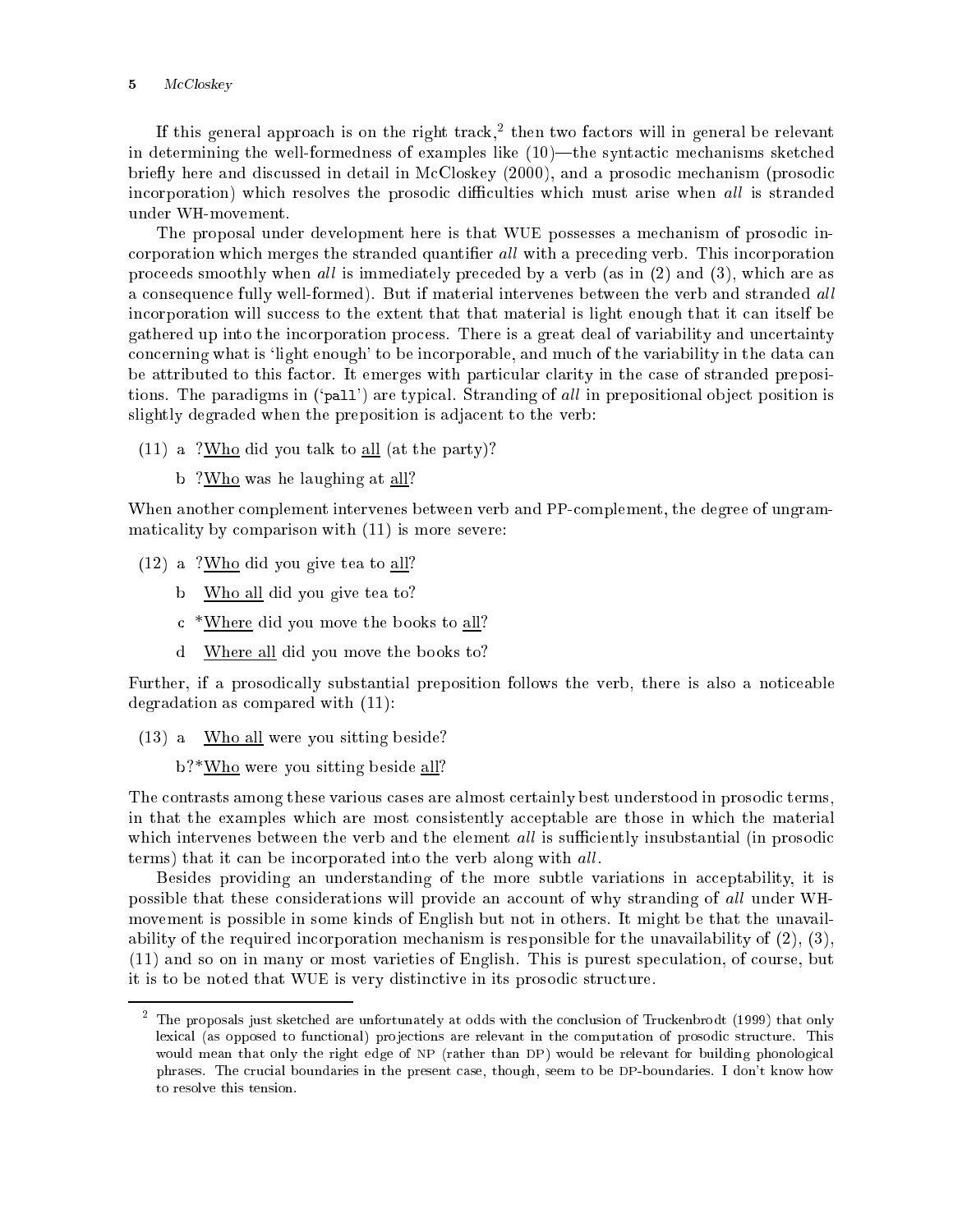If this general approach is on the right track,[2] then two factors will in general be relevant in determining the well-formedness of examples like (10)—the syntactic mechanisms sketched briefly here and discussed in detail in McCloskey (2000), and a prosodic mechanism (prosodic incorporation) which resolves the prosodic difficulties which must arise when *all* is stranded under WH-movement.

The proposal under development here is that WUE possesses a mechanism of prosodic incorporation which merges the stranded quantifier *all* with a preceding verb. This incorporation proceeds smoothly when *all* is immediately preceded by a verb (as in (2) and (3), which are as a consequence fully well-formed). But if material intervenes between the verb and stranded *all* incorporation will success to the extent that that material is light enough that it can itself be gathered up into the incorporation process. There is a great deal of variability and uncertainty concerning what is 'light enough' to be incorporable, and much of the variability in the data can be attributed to this factor. It emerges with particular clarity in the case of stranded prepositions. The paradigms in ('pall') are typical. Stranding of *all* in prepositional object position is slightly degraded when the preposition is adjacent to the verb:

(11) a ?<u>Who</u> did you talk to <u>all</u> (at the party)?

b ?<u>Who</u> was he laughing at <u>all</u>?

When another complement intervenes between verb and PP-complement, the degree of ungrammaticality by comparison with (11) is more severe:

(12) a ?<u>Who</u> did you give tea to <u>all</u>?

b <u>Who all</u> did you give tea to?

c *<u>Where</u> did you move the books to <u>all</u>?

d <u>Where all</u> did you move the books to?

Further, if a prosodically substantial preposition follows the verb, there is also a noticeable degradation as compared with (11):

(13) a <u>Who all</u> were you sitting beside?

b?*<u>Who</u> were you sitting beside <u>all</u>?

The contrasts among these various cases are almost certainly best understood in prosodic terms, in that the examples which are most consistently acceptable are those in which the material which intervenes between the verb and the element *all* is sufficiently insubstantial (in prosodic terms) that it can be incorporated into the verb along with *all*.

Besides providing an understanding of the more subtle variations in acceptability, it is possible that these considerations will provide an account of why stranding of *all* under WH-movement is possible in some kinds of English but not in others. It might be that the unavailability of the required incorporation mechanism is responsible for the unavailability of (2), (3), (11) and so on in many or most varieties of English. This is purest speculation, of course, but it is to be noted that WUE is very distinctive in its prosodic structure.

---

[2] The proposals just sketched are unfortunately at odds with the conclusion of Truckenbrodt (1999) that only lexical (as opposed to functional) projections are relevant in the computation of prosodic structure. This would mean that only the right edge of NP (rather than DP) would be relevant for building phonological phrases. The crucial boundaries in the present case, though, seem to be DP-boundaries. I don't know how to resolve this tension.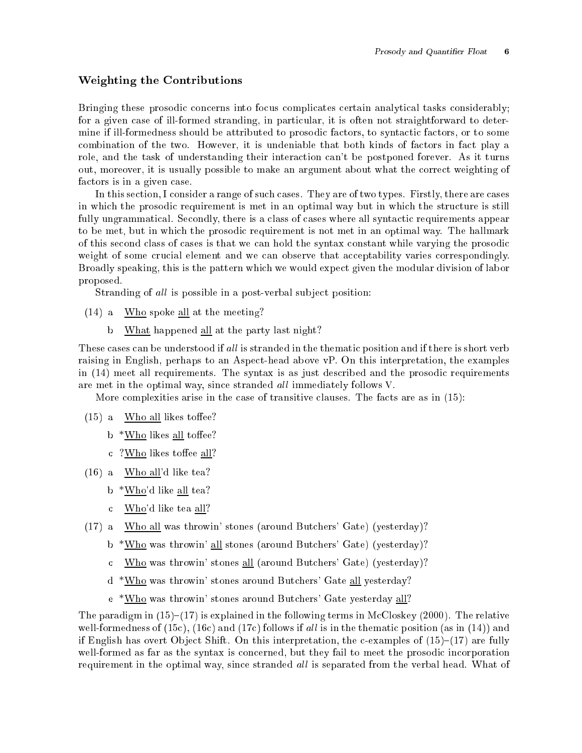## Weighting the Contributions

Bringing these prosodic concerns into focus complicates certain analytical tasks considerably; for a given case of ill-formed stranding, in particular, it is often not straightforward to determine if ill-formedness should be attributed to prosodic factors, to syntactic factors, or to some combination of the two. However, it is undeniable that both kinds of factors in fact play a role, and the task of understanding their interaction can't be postponed forever. As it turns out, moreover, it is usually possible to make an argument about what the correct weighting of factors is in a given case.

In this section, I consider a range of such cases. They are of two types. Firstly, there are cases in which the prosodic requirement is met in an optimal way but in which the structure is still fully ungrammatical. Secondly, there is a class of cases where all syntactic requirements appear to be met, but in which the prosodic requirement is not met in an optimal way. The hallmark of this second class of cases is that we can hold the syntax constant while varying the prosodic weight of some crucial element and we can observe that acceptability varies correspondingly. Broadly speaking, this is the pattern which we would expect given the modular division of labor proposed.

Stranding of *all* is possible in a post-verbal subject position:

(14) a Who spoke all at the meeting?

b What happened all at the party last night?

These cases can be understood if *all* is stranded in the thematic position and if there is short verb raising in English, perhaps to an Aspect-head above vP. On this interpretation, the examples in (14) meet all requirements. The syntax is as just described and the prosodic requirements are met in the optimal way, since stranded *all* immediately follows V.

More complexities arise in the case of transitive clauses. The facts are as in (15):

(15) a Who all likes toffee?

b *Who likes all toffee?

c ?Who likes toffee all?

(16) a Who all'd like tea?

b *Who'd like all tea?

c Who'd like tea all?

(17) a Who all was throwin' stones (around Butchers' Gate) (yesterday)?

b *Who was throwin' all stones (around Butchers' Gate) (yesterday)?

c Who was throwin' stones all (around Butchers' Gate) (yesterday)?

d *Who was throwin' stones around Butchers' Gate all yesterday?

e *Who was throwin' stones around Butchers' Gate yesterday all?

The paradigm in (15)–(17) is explained in the following terms in McCloskey (2000). The relative well-formedness of (15c), (16c) and (17c) follows if *all* is in the thematic position (as in (14)) and if English has overt Object Shift. On this interpretation, the c-examples of (15)–(17) are fully well-formed as far as the syntax is concerned, but they fail to meet the prosodic incorporation requirement in the optimal way, since stranded *all* is separated from the verbal head. What of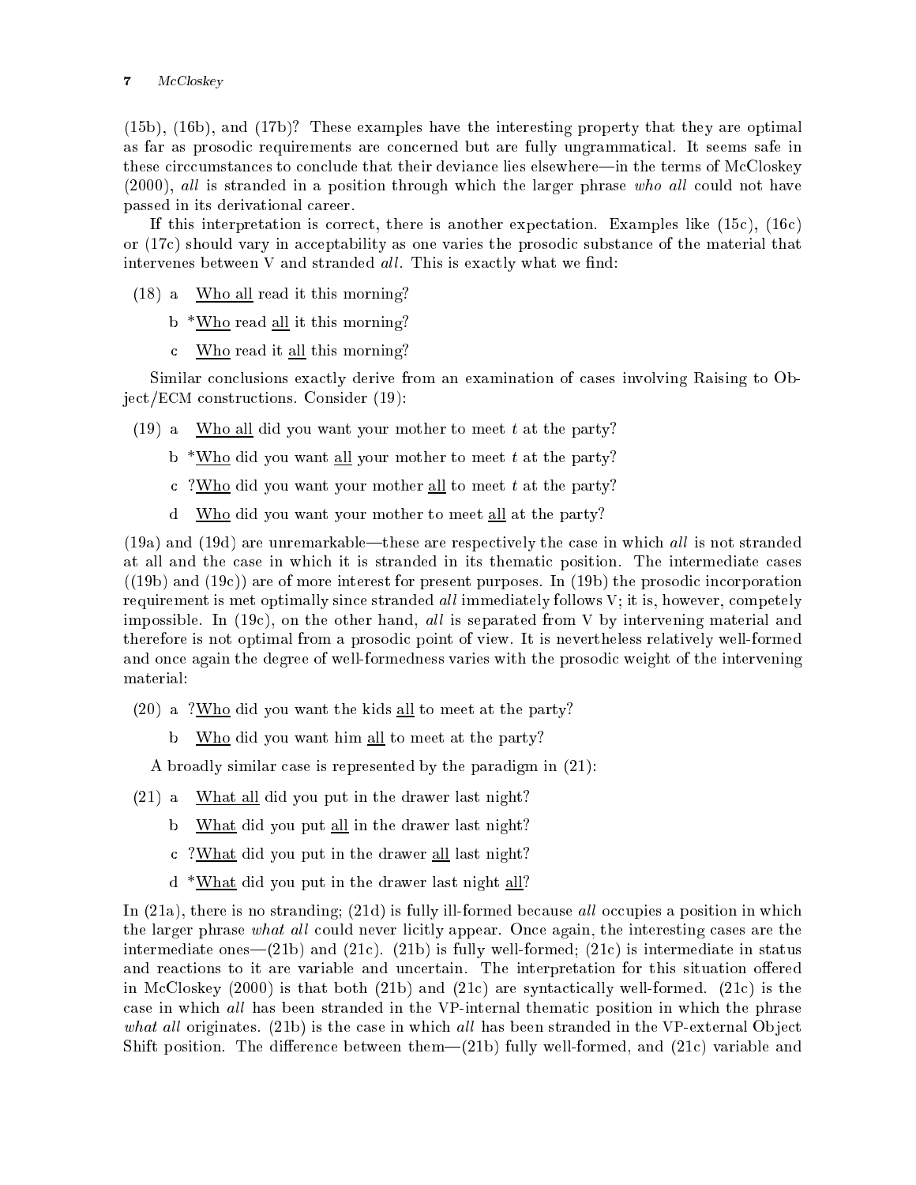(15b), (16b), and (17b)? These examples have the interesting property that they are optimal as far as prosodic requirements are concerned but are fully ungrammatical. It seems safe in these circcumstances to conclude that their deviance lies elsewhere—in the terms of McCloskey (2000), *all* is stranded in a position through which the larger phrase *who all* could not have passed in its derivational career.

If this interpretation is correct, there is another expectation. Examples like (15c), (16c) or (17c) should vary in acceptability as one varies the prosodic substance of the material that intervenes between V and stranded *all*. This is exactly what we find:

(18) a   <u>Who all</u> read it this morning?

b *<u>Who</u> read <u>all</u> it this morning?

c   <u>Who</u> read it <u>all</u> this morning?

Similar conclusions exactly derive from an examination of cases involving Raising to Object/ECM constructions. Consider (19):

(19) a   <u>Who all</u> did you want your mother to meet *t* at the party?

b *<u>Who</u> did you want <u>all</u> your mother to meet *t* at the party?

c ?<u>Who</u> did you want your mother <u>all</u> to meet *t* at the party?

d   <u>Who</u> did you want your mother to meet <u>all</u> at the party?

(19a) and (19d) are unremarkable—these are respectively the case in which *all* is not stranded at all and the case in which it is stranded in its thematic position. The intermediate cases ((19b) and (19c)) are of more interest for present purposes. In (19b) the prosodic incorporation requirement is met optimally since stranded *all* immediately follows V; it is, however, competely impossible. In (19c), on the other hand, *all* is separated from V by intervening material and therefore is not optimal from a prosodic point of view. It is nevertheless relatively well-formed and once again the degree of well-formedness varies with the prosodic weight of the intervening material:

(20) a ?<u>Who</u> did you want the kids <u>all</u> to meet at the party?

b   <u>Who</u> did you want him <u>all</u> to meet at the party?

A broadly similar case is represented by the paradigm in (21):

(21) a   <u>What all</u> did you put in the drawer last night?

b   <u>What</u> did you put <u>all</u> in the drawer last night?

c ?<u>What</u> did you put in the drawer <u>all</u> last night?

d *<u>What</u> did you put in the drawer last night <u>all</u>?

In (21a), there is no stranding; (21d) is fully ill-formed because *all* occupies a position in which the larger phrase *what all* could never licitly appear. Once again, the interesting cases are the intermediate ones—(21b) and (21c). (21b) is fully well-formed; (21c) is intermediate in status and reactions to it are variable and uncertain. The interpretation for this situation offered in McCloskey (2000) is that both (21b) and (21c) are syntactically well-formed. (21c) is the case in which *all* has been stranded in the VP-internal thematic position in which the phrase *what all* originates. (21b) is the case in which *all* has been stranded in the VP-external Object Shift position. The difference between them—(21b) fully well-formed, and (21c) variable and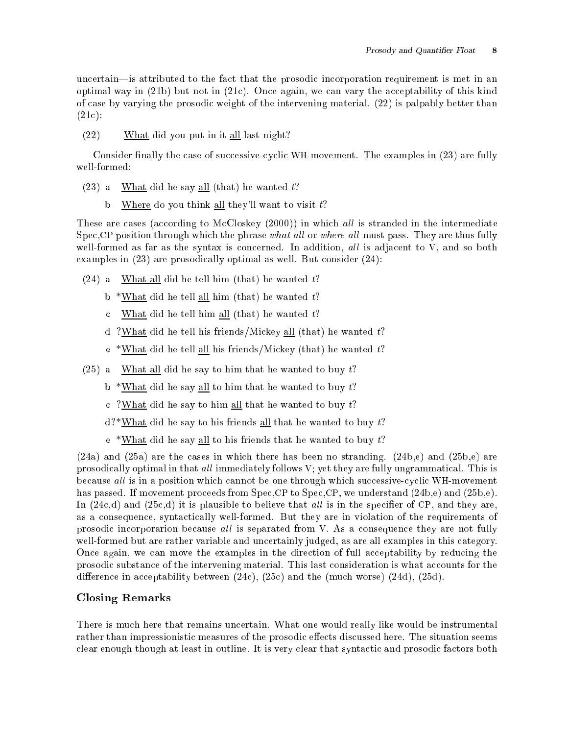uncertain—is attributed to the fact that the prosodic incorporation requirement is met in an optimal way in (21b) but not in (21c). Once again, we can vary the acceptability of this kind of case by varying the prosodic weight of the intervening material. (22) is palpably better than (21c):

(22) <u>What</u> did you put in it <u>all</u> last night?

Consider finally the case of successive-cyclic WH-movement. The examples in (23) are fully well-formed:

(23) a <u>What</u> did he say <u>all</u> (that) he wanted *t*?

b <u>Where</u> do you think <u>all</u> they'll want to visit *t*?

These are cases (according to McCloskey (2000)) in which *all* is stranded in the intermediate Spec,CP position through which the phrase *what all* or *where all* must pass. They are thus fully well-formed as far as the syntax is concerned. In addition, *all* is adjacent to V, and so both examples in (23) are prosodically optimal as well. But consider (24):

(24) a <u>What all</u> did he tell him (that) he wanted *t*?

b *<u>What</u> did he tell <u>all</u> him (that) he wanted *t*?

c <u>What</u> did he tell him <u>all</u> (that) he wanted *t*?

d ?<u>What</u> did he tell his friends/Mickey <u>all</u> (that) he wanted *t*?

e *<u>What</u> did he tell <u>all</u> his friends/Mickey (that) he wanted *t*?

(25) a <u>What all</u> did he say to him that he wanted to buy *t*?

b *<u>What</u> did he say <u>all</u> to him that he wanted to buy *t*?

c ?<u>What</u> did he say to him <u>all</u> that he wanted to buy *t*?

d?*<u>What</u> did he say to his friends <u>all</u> that he wanted to buy *t*?

e *<u>What</u> did he say <u>all</u> to his friends that he wanted to buy *t*?

(24a) and (25a) are the cases in which there has been no stranding. (24b,e) and (25b,e) are prosodically optimal in that *all* immediately follows V; yet they are fully ungrammatical. This is because *all* is in a position which cannot be one through which successive-cyclic WH-movement has passed. If movement proceeds from Spec,CP to Spec,CP, we understand (24b,e) and (25b,e). In (24c,d) and (25c,d) it is plausible to believe that *all* is in the specifier of CP, and they are, as a consequence, syntactically well-formed. But they are in violation of the requirements of prosodic incorporarion because *all* is separated from V. As a consequence they are not fully well-formed but are rather variable and uncertainly judged, as are all examples in this category. Once again, we can move the examples in the direction of full acceptability by reducing the prosodic substance of the intervening material. This last consideration is what accounts for the difference in acceptability between (24c), (25c) and the (much worse) (24d), (25d).

## Closing Remarks

There is much here that remains uncertain. What one would really like would be instrumental rather than impressionistic measures of the prosodic effects discussed here. The situation seems clear enough though at least in outline. It is very clear that syntactic and prosodic factors both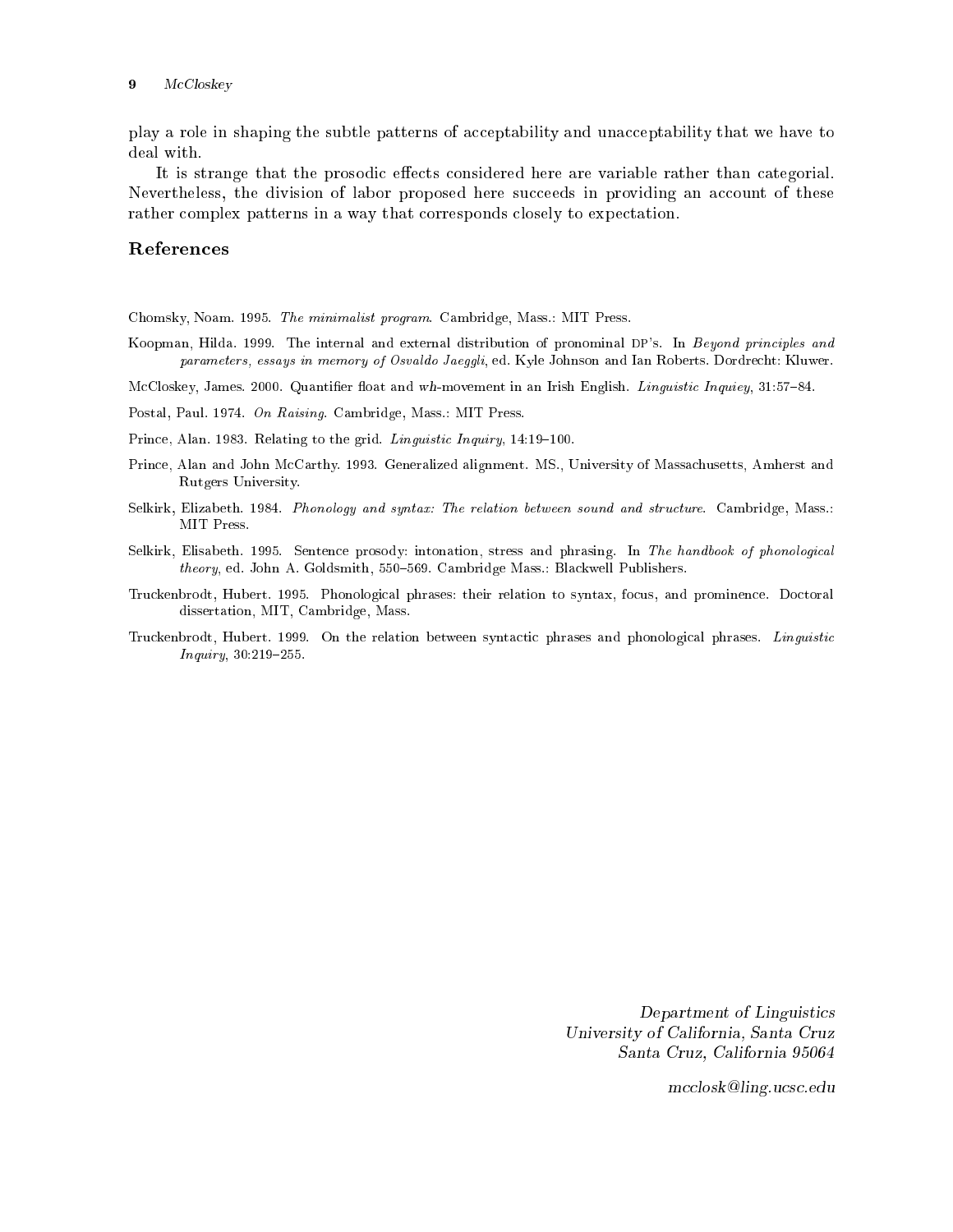play a role in shaping the subtle patterns of acceptability and unacceptability that we have to deal with.

It is strange that the prosodic effects considered here are variable rather than categorial. Nevertheless, the division of labor proposed here succeeds in providing an account of these rather complex patterns in a way that corresponds closely to expectation.

## References

Chomsky, Noam. 1995. *The minimalist program*. Cambridge, Mass.: MIT Press.

Koopman, Hilda. 1999. The internal and external distribution of pronominal DP's. In *Beyond principles and parameters, essays in memory of Osvaldo Jaeggli*, ed. Kyle Johnson and Ian Roberts. Dordrecht: Kluwer.

McCloskey, James. 2000. Quantifier float and *wh*-movement in an Irish English. *Linguistic Inquiey*, 31:57–84.

Postal, Paul. 1974. *On Raising*. Cambridge, Mass.: MIT Press.

Prince, Alan. 1983. Relating to the grid. *Linguistic Inquiry*, 14:19–100.

Prince, Alan and John McCarthy. 1993. Generalized alignment. MS., University of Massachusetts, Amherst and Rutgers University.

Selkirk, Elizabeth. 1984. *Phonology and syntax: The relation between sound and structure*. Cambridge, Mass.: MIT Press.

Selkirk, Elisabeth. 1995. Sentence prosody: intonation, stress and phrasing. In *The handbook of phonological theory*, ed. John A. Goldsmith, 550–569. Cambridge Mass.: Blackwell Publishers.

Truckenbrodt, Hubert. 1995. Phonological phrases: their relation to syntax, focus, and prominence. Doctoral dissertation, MIT, Cambridge, Mass.

Truckenbrodt, Hubert. 1999. On the relation between syntactic phrases and phonological phrases. *Linguistic Inquiry*, 30:219–255.

*Department of Linguistics*
*University of California, Santa Cruz*
*Santa Cruz, California 95064*

*mcclosk@ling.ucsc.edu*